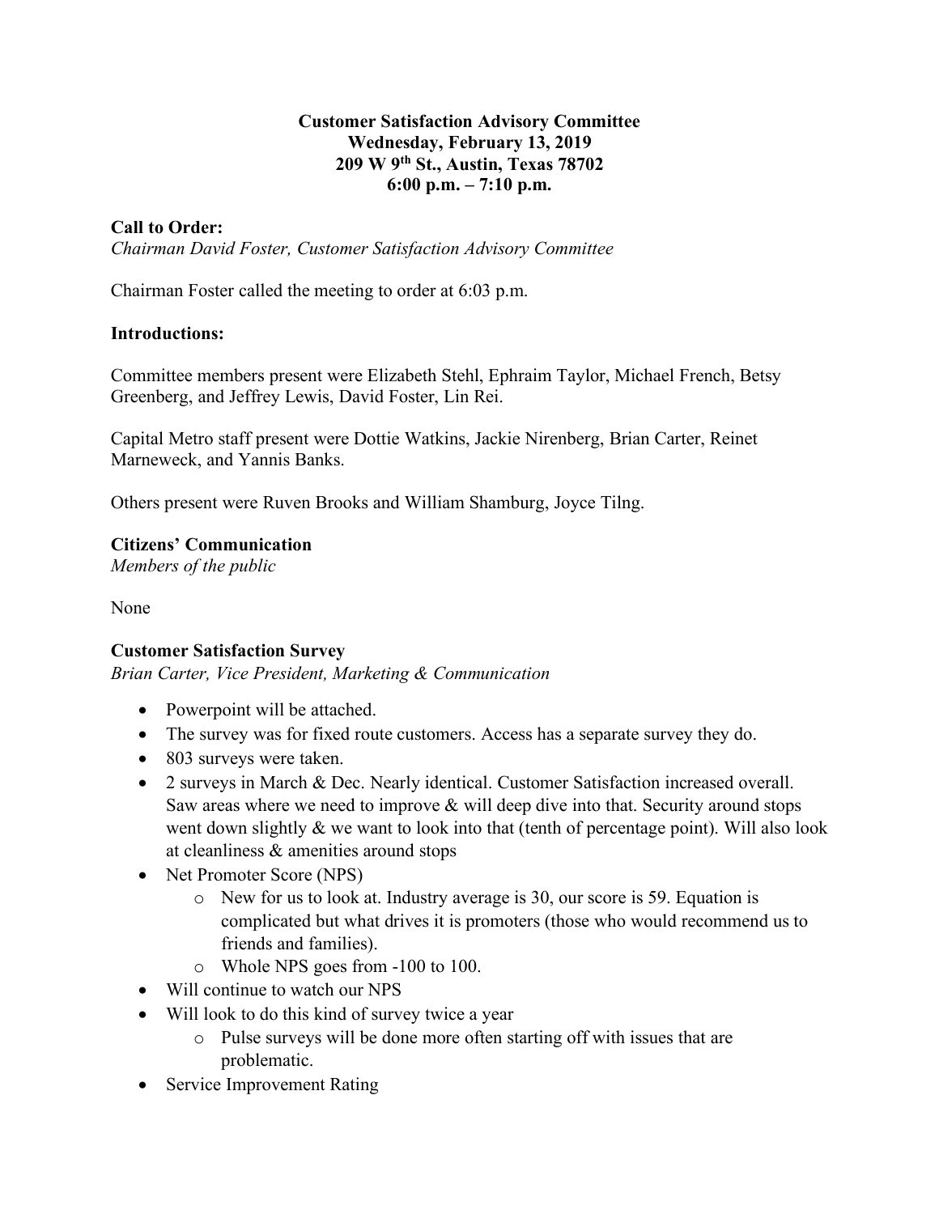**Customer Satisfaction Advisory Committee**
**Wednesday, February 13, 2019**
**209 W 9th St., Austin, Texas 78702**
**6:00 p.m. – 7:10 p.m.**

**Call to Order:**
*Chairman David Foster, Customer Satisfaction Advisory Committee*

Chairman Foster called the meeting to order at 6:03 p.m.

**Introductions:**

Committee members present were Elizabeth Stehl, Ephraim Taylor, Michael French, Betsy Greenberg, and Jeffrey Lewis, David Foster, Lin Rei.

Capital Metro staff present were Dottie Watkins, Jackie Nirenberg, Brian Carter, Reinet Marneweck, and Yannis Banks.

Others present were Ruven Brooks and William Shamburg, Joyce Tilng.

**Citizens' Communication**
*Members of the public*

None

**Customer Satisfaction Survey**
*Brian Carter, Vice President, Marketing & Communication*

- Powerpoint will be attached.
- The survey was for fixed route customers. Access has a separate survey they do.
- 803 surveys were taken.
- 2 surveys in March & Dec. Nearly identical. Customer Satisfaction increased overall. Saw areas where we need to improve & will deep dive into that. Security around stops went down slightly & we want to look into that (tenth of percentage point). Will also look at cleanliness & amenities around stops
- Net Promoter Score (NPS)
    - New for us to look at. Industry average is 30, our score is 59. Equation is complicated but what drives it is promoters (those who would recommend us to friends and families).
    - Whole NPS goes from -100 to 100.
- Will continue to watch our NPS
- Will look to do this kind of survey twice a year
    - Pulse surveys will be done more often starting off with issues that are problematic.
- Service Improvement Rating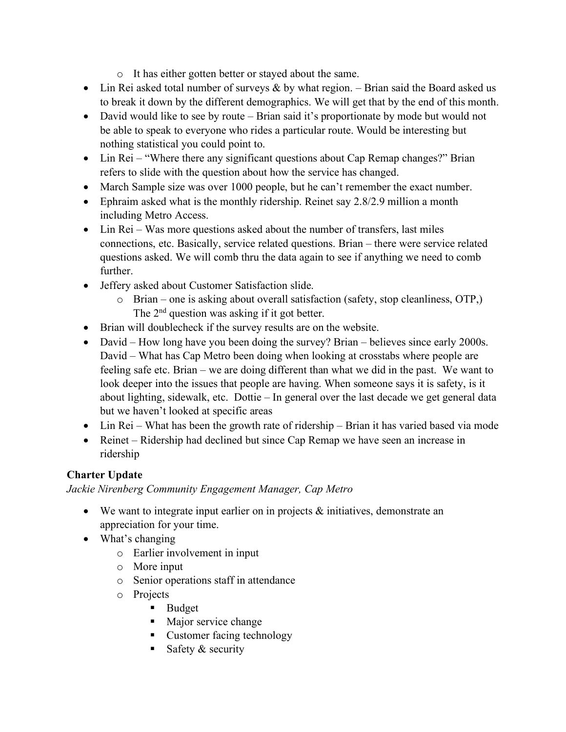- It has either gotten better or stayed about the same.
- Lin Rei asked total number of surveys & by what region. – Brian said the Board asked us to break it down by the different demographics. We will get that by the end of this month.
- David would like to see by route – Brian said it's proportionate by mode but would not be able to speak to everyone who rides a particular route. Would be interesting but nothing statistical you could point to.
- Lin Rei – "Where there any significant questions about Cap Remap changes?" Brian refers to slide with the question about how the service has changed.
- March Sample size was over 1000 people, but he can't remember the exact number.
- Ephraim asked what is the monthly ridership. Reinet say 2.8/2.9 million a month including Metro Access.
- Lin Rei – Was more questions asked about the number of transfers, last miles connections, etc. Basically, service related questions. Brian – there were service related questions asked. We will comb thru the data again to see if anything we need to comb further.
- Jeffery asked about Customer Satisfaction slide.
  - Brian – one is asking about overall satisfaction (safety, stop cleanliness, OTP,) The 2nd question was asking if it got better.
- Brian will doublecheck if the survey results are on the website.
- David – How long have you been doing the survey? Brian – believes since early 2000s. David – What has Cap Metro been doing when looking at crosstabs where people are feeling safe etc. Brian – we are doing different than what we did in the past. We want to look deeper into the issues that people are having. When someone says it is safety, is it about lighting, sidewalk, etc. Dottie – In general over the last decade we get general data but we haven't looked at specific areas
- Lin Rei – What has been the growth rate of ridership – Brian it has varied based via mode
- Reinet – Ridership had declined but since Cap Remap we have seen an increase in ridership

**Charter Update**

*Jackie Nirenberg Community Engagement Manager, Cap Metro*

- We want to integrate input earlier on in projects & initiatives, demonstrate an appreciation for your time.
- What's changing
  - Earlier involvement in input
  - More input
  - Senior operations staff in attendance
  - Projects
    - Budget
    - Major service change
    - Customer facing technology
    - Safety & security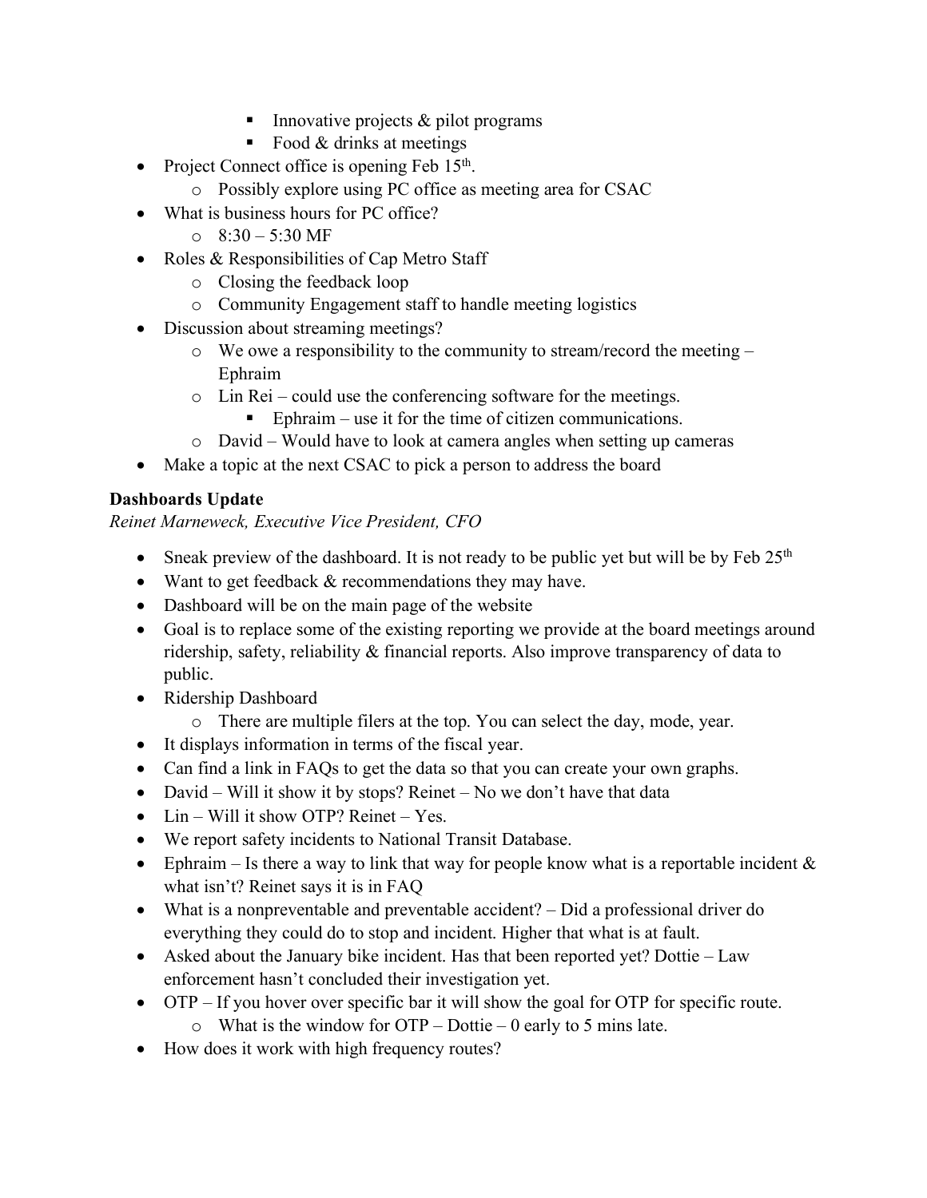- Innovative projects & pilot programs
        - Food & drinks at meetings
- Project Connect office is opening Feb 15th.
    - Possibly explore using PC office as meeting area for CSAC
- What is business hours for PC office?
    - 8:30 – 5:30 MF
- Roles & Responsibilities of Cap Metro Staff
    - Closing the feedback loop
    - Community Engagement staff to handle meeting logistics
- Discussion about streaming meetings?
    - We owe a responsibility to the community to stream/record the meeting – Ephraim
    - Lin Rei – could use the conferencing software for the meetings.
        - Ephraim – use it for the time of citizen communications.
    - David – Would have to look at camera angles when setting up cameras
- Make a topic at the next CSAC to pick a person to address the board

**Dashboards Update**

*Reinet Marneweck, Executive Vice President, CFO*

- Sneak preview of the dashboard. It is not ready to be public yet but will be by Feb 25th
- Want to get feedback & recommendations they may have.
- Dashboard will be on the main page of the website
- Goal is to replace some of the existing reporting we provide at the board meetings around ridership, safety, reliability & financial reports. Also improve transparency of data to public.
- Ridership Dashboard
    - There are multiple filers at the top. You can select the day, mode, year.
- It displays information in terms of the fiscal year.
- Can find a link in FAQs to get the data so that you can create your own graphs.
- David – Will it show it by stops? Reinet – No we don't have that data
- Lin – Will it show OTP? Reinet – Yes.
- We report safety incidents to National Transit Database.
- Ephraim – Is there a way to link that way for people know what is a reportable incident & what isn't? Reinet says it is in FAQ
- What is a nonpreventable and preventable accident? – Did a professional driver do everything they could do to stop and incident. Higher that what is at fault.
- Asked about the January bike incident. Has that been reported yet? Dottie – Law enforcement hasn't concluded their investigation yet.
- OTP – If you hover over specific bar it will show the goal for OTP for specific route.
    - What is the window for OTP – Dottie – 0 early to 5 mins late.
- How does it work with high frequency routes?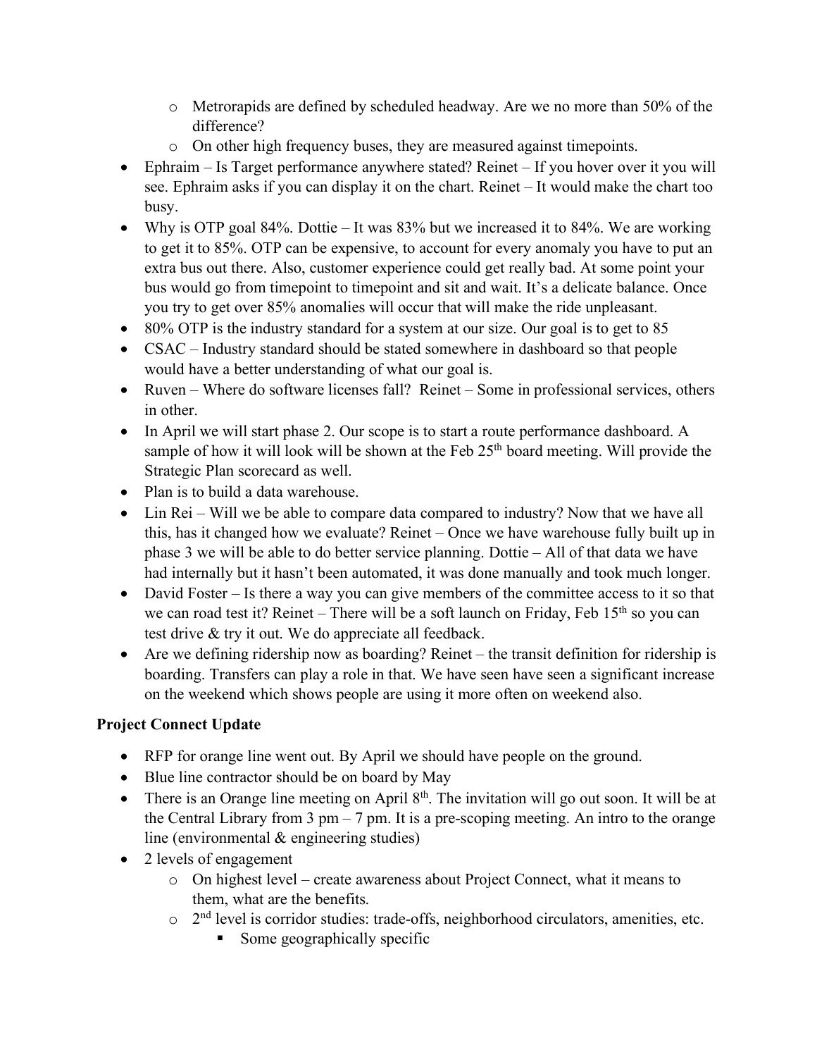- Metrorapids are defined by scheduled headway. Are we no more than 50% of the difference?
  - On other high frequency buses, they are measured against timepoints.
- Ephraim – Is Target performance anywhere stated? Reinet – If you hover over it you will see. Ephraim asks if you can display it on the chart. Reinet – It would make the chart too busy.
- Why is OTP goal 84%. Dottie – It was 83% but we increased it to 84%. We are working to get it to 85%. OTP can be expensive, to account for every anomaly you have to put an extra bus out there. Also, customer experience could get really bad. At some point your bus would go from timepoint to timepoint and sit and wait. It's a delicate balance. Once you try to get over 85% anomalies will occur that will make the ride unpleasant.
- 80% OTP is the industry standard for a system at our size. Our goal is to get to 85
- CSAC – Industry standard should be stated somewhere in dashboard so that people would have a better understanding of what our goal is.
- Ruven – Where do software licenses fall? Reinet – Some in professional services, others in other.
- In April we will start phase 2. Our scope is to start a route performance dashboard. A sample of how it will look will be shown at the Feb 25th board meeting. Will provide the Strategic Plan scorecard as well.
- Plan is to build a data warehouse.
- Lin Rei – Will we be able to compare data compared to industry? Now that we have all this, has it changed how we evaluate? Reinet – Once we have warehouse fully built up in phase 3 we will be able to do better service planning. Dottie – All of that data we have had internally but it hasn't been automated, it was done manually and took much longer.
- David Foster – Is there a way you can give members of the committee access to it so that we can road test it? Reinet – There will be a soft launch on Friday, Feb 15th so you can test drive & try it out. We do appreciate all feedback.
- Are we defining ridership now as boarding? Reinet – the transit definition for ridership is boarding. Transfers can play a role in that. We have seen have seen a significant increase on the weekend which shows people are using it more often on weekend also.

**Project Connect Update**

- RFP for orange line went out. By April we should have people on the ground.
- Blue line contractor should be on board by May
- There is an Orange line meeting on April 8th. The invitation will go out soon. It will be at the Central Library from 3 pm – 7 pm. It is a pre-scoping meeting. An intro to the orange line (environmental & engineering studies)
- 2 levels of engagement
  - On highest level – create awareness about Project Connect, what it means to them, what are the benefits.
  - 2nd level is corridor studies: trade-offs, neighborhood circulators, amenities, etc.
    - Some geographically specific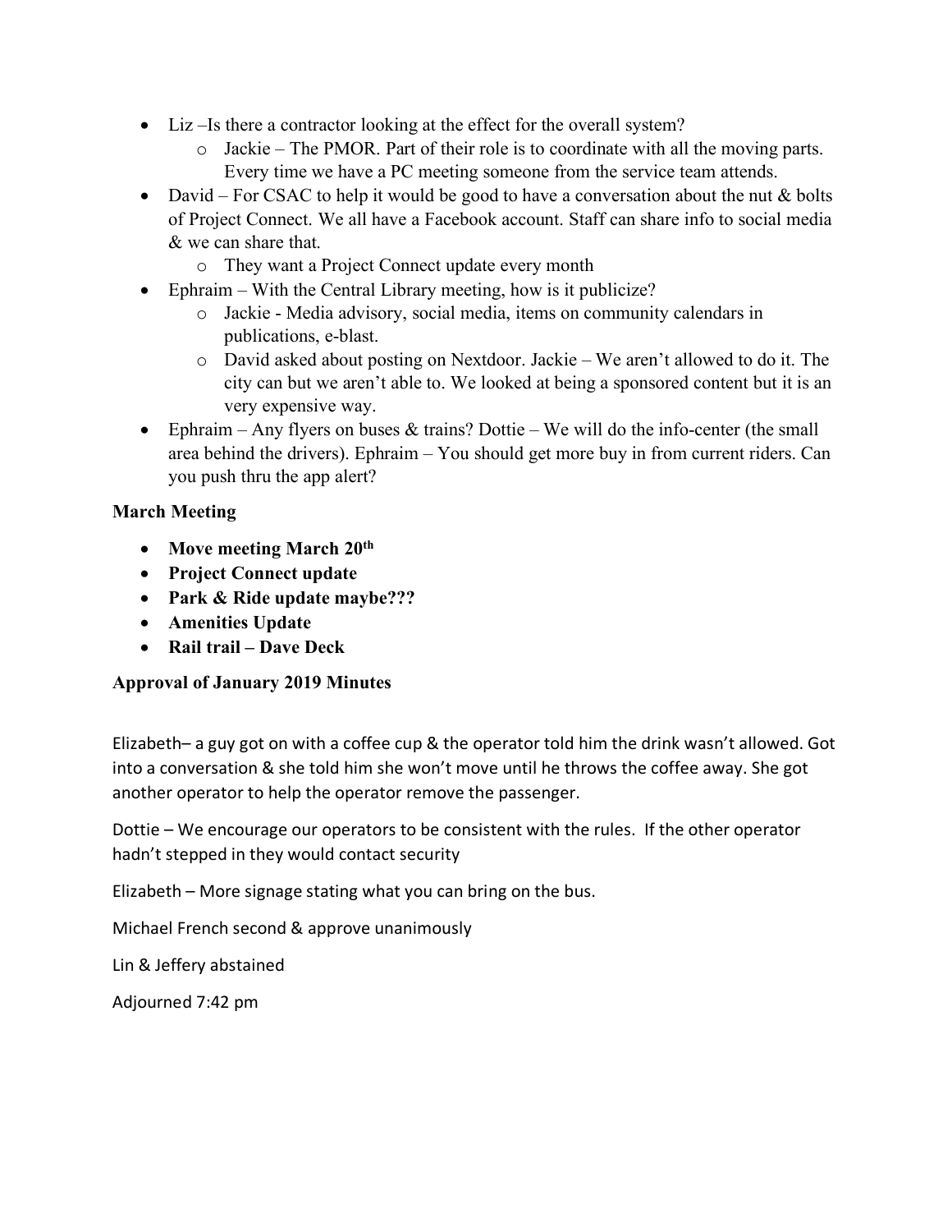- Liz –Is there a contractor looking at the effect for the overall system?
  - Jackie – The PMOR. Part of their role is to coordinate with all the moving parts. Every time we have a PC meeting someone from the service team attends.
- David – For CSAC to help it would be good to have a conversation about the nut & bolts of Project Connect. We all have a Facebook account. Staff can share info to social media & we can share that.
  - They want a Project Connect update every month
- Ephraim – With the Central Library meeting, how is it publicize?
  - Jackie - Media advisory, social media, items on community calendars in publications, e-blast.
  - David asked about posting on Nextdoor. Jackie – We aren't allowed to do it. The city can but we aren't able to. We looked at being a sponsored content but it is an very expensive way.
- Ephraim – Any flyers on buses & trains? Dottie – We will do the info-center (the small area behind the drivers). Ephraim – You should get more buy in from current riders. Can you push thru the app alert?

### March Meeting

- **Move meeting March 20th**
- **Project Connect update**
- **Park & Ride update maybe???**
- **Amenities Update**
- **Rail trail – Dave Deck**

### Approval of January 2019 Minutes

Elizabeth– a guy got on with a coffee cup & the operator told him the drink wasn't allowed. Got into a conversation & she told him she won't move until he throws the coffee away. She got another operator to help the operator remove the passenger.

Dottie – We encourage our operators to be consistent with the rules. If the other operator hadn't stepped in they would contact security

Elizabeth – More signage stating what you can bring on the bus.

Michael French second & approve unanimously

Lin & Jeffery abstained

Adjourned 7:42 pm